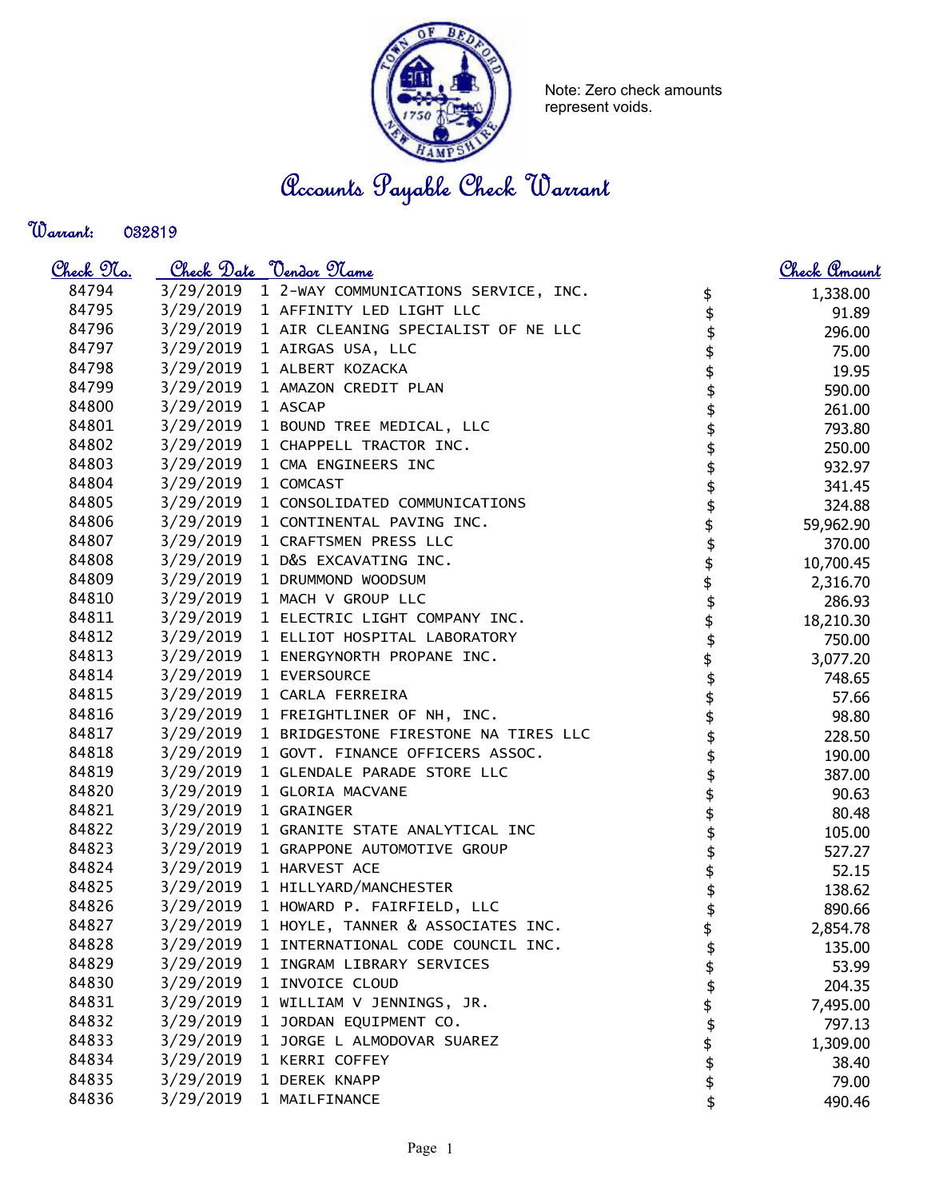Note: Zero check amounts represent voids.

# Accounts Payable Check Warrant

**Warrant:** 032819

| Check No. | Check Date | Vendor Name | | Check Amount |
|---|---|---|---|---|
| 84794 | 3/29/2019 | 1 2-WAY COMMUNICATIONS SERVICE, INC. | $ | 1,338.00 |
| 84795 | 3/29/2019 | 1 AFFINITY LED LIGHT LLC | $ | 91.89 |
| 84796 | 3/29/2019 | 1 AIR CLEANING SPECIALIST OF NE LLC | $ | 296.00 |
| 84797 | 3/29/2019 | 1 AIRGAS USA, LLC | $ | 75.00 |
| 84798 | 3/29/2019 | 1 ALBERT KOZACKA | $ | 19.95 |
| 84799 | 3/29/2019 | 1 AMAZON CREDIT PLAN | $ | 590.00 |
| 84800 | 3/29/2019 | 1 ASCAP | $ | 261.00 |
| 84801 | 3/29/2019 | 1 BOUND TREE MEDICAL, LLC | $ | 793.80 |
| 84802 | 3/29/2019 | 1 CHAPPELL TRACTOR INC. | $ | 250.00 |
| 84803 | 3/29/2019 | 1 CMA ENGINEERS INC | $ | 932.97 |
| 84804 | 3/29/2019 | 1 COMCAST | $ | 341.45 |
| 84805 | 3/29/2019 | 1 CONSOLIDATED COMMUNICATIONS | $ | 324.88 |
| 84806 | 3/29/2019 | 1 CONTINENTAL PAVING INC. | $ | 59,962.90 |
| 84807 | 3/29/2019 | 1 CRAFTSMEN PRESS LLC | $ | 370.00 |
| 84808 | 3/29/2019 | 1 D&S EXCAVATING INC. | $ | 10,700.45 |
| 84809 | 3/29/2019 | 1 DRUMMOND WOODSUM | $ | 2,316.70 |
| 84810 | 3/29/2019 | 1 MACH V GROUP LLC | $ | 286.93 |
| 84811 | 3/29/2019 | 1 ELECTRIC LIGHT COMPANY INC. | $ | 18,210.30 |
| 84812 | 3/29/2019 | 1 ELLIOT HOSPITAL LABORATORY | $ | 750.00 |
| 84813 | 3/29/2019 | 1 ENERGYNORTH PROPANE INC. | $ | 3,077.20 |
| 84814 | 3/29/2019 | 1 EVERSOURCE | $ | 748.65 |
| 84815 | 3/29/2019 | 1 CARLA FERREIRA | $ | 57.66 |
| 84816 | 3/29/2019 | 1 FREIGHTLINER OF NH, INC. | $ | 98.80 |
| 84817 | 3/29/2019 | 1 BRIDGESTONE FIRESTONE NA TIRES LLC | $ | 228.50 |
| 84818 | 3/29/2019 | 1 GOVT. FINANCE OFFICERS ASSOC. | $ | 190.00 |
| 84819 | 3/29/2019 | 1 GLENDALE PARADE STORE LLC | $ | 387.00 |
| 84820 | 3/29/2019 | 1 GLORIA MACVANE | $ | 90.63 |
| 84821 | 3/29/2019 | 1 GRAINGER | $ | 80.48 |
| 84822 | 3/29/2019 | 1 GRANITE STATE ANALYTICAL INC | $ | 105.00 |
| 84823 | 3/29/2019 | 1 GRAPPONE AUTOMOTIVE GROUP | $ | 527.27 |
| 84824 | 3/29/2019 | 1 HARVEST ACE | $ | 52.15 |
| 84825 | 3/29/2019 | 1 HILLYARD/MANCHESTER | $ | 138.62 |
| 84826 | 3/29/2019 | 1 HOWARD P. FAIRFIELD, LLC | $ | 890.66 |
| 84827 | 3/29/2019 | 1 HOYLE, TANNER & ASSOCIATES INC. | $ | 2,854.78 |
| 84828 | 3/29/2019 | 1 INTERNATIONAL CODE COUNCIL INC. | $ | 135.00 |
| 84829 | 3/29/2019 | 1 INGRAM LIBRARY SERVICES | $ | 53.99 |
| 84830 | 3/29/2019 | 1 INVOICE CLOUD | $ | 204.35 |
| 84831 | 3/29/2019 | 1 WILLIAM V JENNINGS, JR. | $ | 7,495.00 |
| 84832 | 3/29/2019 | 1 JORDAN EQUIPMENT CO. | $ | 797.13 |
| 84833 | 3/29/2019 | 1 JORGE L ALMODOVAR SUAREZ | $ | 1,309.00 |
| 84834 | 3/29/2019 | 1 KERRI COFFEY | $ | 38.40 |
| 84835 | 3/29/2019 | 1 DEREK KNAPP | $ | 79.00 |
| 84836 | 3/29/2019 | 1 MAILFINANCE | $ | 490.46 |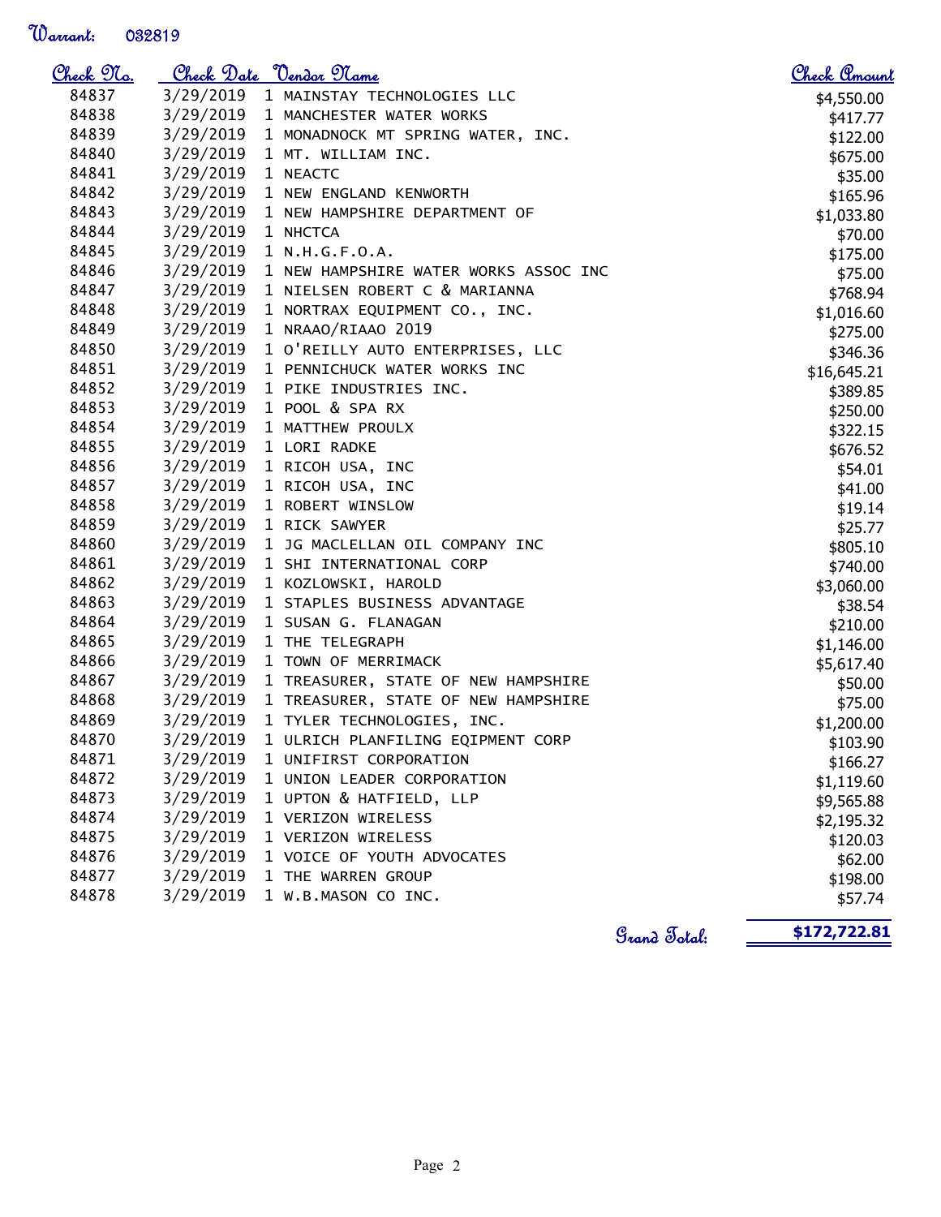Warrant: 032819

| Check No. | Check Date | Vendor Name | Check Amount |
|---|---|---|---|
| 84837 | 3/29/2019 | 1 MAINSTAY TECHNOLOGIES LLC | $4,550.00 |
| 84838 | 3/29/2019 | 1 MANCHESTER WATER WORKS | $417.77 |
| 84839 | 3/29/2019 | 1 MONADNOCK MT SPRING WATER, INC. | $122.00 |
| 84840 | 3/29/2019 | 1 MT. WILLIAM INC. | $675.00 |
| 84841 | 3/29/2019 | 1 NEACTC | $35.00 |
| 84842 | 3/29/2019 | 1 NEW ENGLAND KENWORTH | $165.96 |
| 84843 | 3/29/2019 | 1 NEW HAMPSHIRE DEPARTMENT OF | $1,033.80 |
| 84844 | 3/29/2019 | 1 NHCTCA | $70.00 |
| 84845 | 3/29/2019 | 1 N.H.G.F.O.A. | $175.00 |
| 84846 | 3/29/2019 | 1 NEW HAMPSHIRE WATER WORKS ASSOC INC | $75.00 |
| 84847 | 3/29/2019 | 1 NIELSEN ROBERT C & MARIANNA | $768.94 |
| 84848 | 3/29/2019 | 1 NORTRAX EQUIPMENT CO., INC. | $1,016.60 |
| 84849 | 3/29/2019 | 1 NRAAO/RIAAO 2019 | $275.00 |
| 84850 | 3/29/2019 | 1 O'REILLY AUTO ENTERPRISES, LLC | $346.36 |
| 84851 | 3/29/2019 | 1 PENNICHUCK WATER WORKS INC | $16,645.21 |
| 84852 | 3/29/2019 | 1 PIKE INDUSTRIES INC. | $389.85 |
| 84853 | 3/29/2019 | 1 POOL & SPA RX | $250.00 |
| 84854 | 3/29/2019 | 1 MATTHEW PROULX | $322.15 |
| 84855 | 3/29/2019 | 1 LORI RADKE | $676.52 |
| 84856 | 3/29/2019 | 1 RICOH USA, INC | $54.01 |
| 84857 | 3/29/2019 | 1 RICOH USA, INC | $41.00 |
| 84858 | 3/29/2019 | 1 ROBERT WINSLOW | $19.14 |
| 84859 | 3/29/2019 | 1 RICK SAWYER | $25.77 |
| 84860 | 3/29/2019 | 1 JG MACLELLAN OIL COMPANY INC | $805.10 |
| 84861 | 3/29/2019 | 1 SHI INTERNATIONAL CORP | $740.00 |
| 84862 | 3/29/2019 | 1 KOZLOWSKI, HAROLD | $3,060.00 |
| 84863 | 3/29/2019 | 1 STAPLES BUSINESS ADVANTAGE | $38.54 |
| 84864 | 3/29/2019 | 1 SUSAN G. FLANAGAN | $210.00 |
| 84865 | 3/29/2019 | 1 THE TELEGRAPH | $1,146.00 |
| 84866 | 3/29/2019 | 1 TOWN OF MERRIMACK | $5,617.40 |
| 84867 | 3/29/2019 | 1 TREASURER, STATE OF NEW HAMPSHIRE | $50.00 |
| 84868 | 3/29/2019 | 1 TREASURER, STATE OF NEW HAMPSHIRE | $75.00 |
| 84869 | 3/29/2019 | 1 TYLER TECHNOLOGIES, INC. | $1,200.00 |
| 84870 | 3/29/2019 | 1 ULRICH PLANFILING EQIPMENT CORP | $103.90 |
| 84871 | 3/29/2019 | 1 UNIFIRST CORPORATION | $166.27 |
| 84872 | 3/29/2019 | 1 UNION LEADER CORPORATION | $1,119.60 |
| 84873 | 3/29/2019 | 1 UPTON & HATFIELD, LLP | $9,565.88 |
| 84874 | 3/29/2019 | 1 VERIZON WIRELESS | $2,195.32 |
| 84875 | 3/29/2019 | 1 VERIZON WIRELESS | $120.03 |
| 84876 | 3/29/2019 | 1 VOICE OF YOUTH ADVOCATES | $62.00 |
| 84877 | 3/29/2019 | 1 THE WARREN GROUP | $198.00 |
| 84878 | 3/29/2019 | 1 W.B.MASON CO INC. | $57.74 |
| | | Grand Total: | **$172,722.81** |